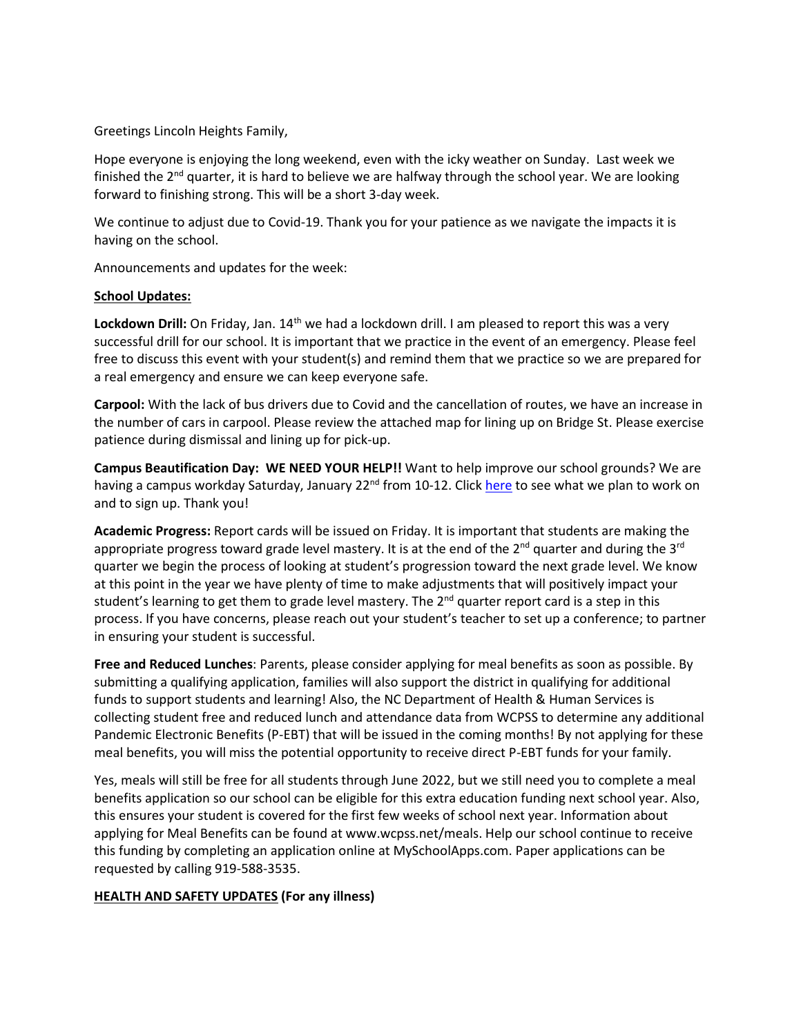Greetings Lincoln Heights Family,

Hope everyone is enjoying the long weekend, even with the icky weather on Sunday. Last week we finished the 2nd quarter, it is hard to believe we are halfway through the school year. We are looking forward to finishing strong. This will be a short 3-day week.

We continue to adjust due to Covid-19. Thank you for your patience as we navigate the impacts it is having on the school.

Announcements and updates for the week:

**School Updates:**

**Lockdown Drill:** On Friday, Jan. 14th we had a lockdown drill. I am pleased to report this was a very successful drill for our school. It is important that we practice in the event of an emergency. Please feel free to discuss this event with your student(s) and remind them that we practice so we are prepared for a real emergency and ensure we can keep everyone safe.

**Carpool:** With the lack of bus drivers due to Covid and the cancellation of routes, we have an increase in the number of cars in carpool. Please review the attached map for lining up on Bridge St. Please exercise patience during dismissal and lining up for pick-up.

**Campus Beautification Day: WE NEED YOUR HELP!!** Want to help improve our school grounds? We are having a campus workday Saturday, January 22nd from 10-12. Click here to see what we plan to work on and to sign up. Thank you!

**Academic Progress:** Report cards will be issued on Friday. It is important that students are making the appropriate progress toward grade level mastery. It is at the end of the 2nd quarter and during the 3rd quarter we begin the process of looking at student's progression toward the next grade level. We know at this point in the year we have plenty of time to make adjustments that will positively impact your student's learning to get them to grade level mastery. The 2nd quarter report card is a step in this process. If you have concerns, please reach out your student's teacher to set up a conference; to partner in ensuring your student is successful.

**Free and Reduced Lunches**: Parents, please consider applying for meal benefits as soon as possible. By submitting a qualifying application, families will also support the district in qualifying for additional funds to support students and learning! Also, the NC Department of Health & Human Services is collecting student free and reduced lunch and attendance data from WCPSS to determine any additional Pandemic Electronic Benefits (P-EBT) that will be issued in the coming months! By not applying for these meal benefits, you will miss the potential opportunity to receive direct P-EBT funds for your family.

Yes, meals will still be free for all students through June 2022, but we still need you to complete a meal benefits application so our school can be eligible for this extra education funding next school year. Also, this ensures your student is covered for the first few weeks of school next year. Information about applying for Meal Benefits can be found at www.wcpss.net/meals. Help our school continue to receive this funding by completing an application online at MySchoolApps.com. Paper applications can be requested by calling 919-588-3535.

**HEALTH AND SAFETY UPDATES (For any illness)**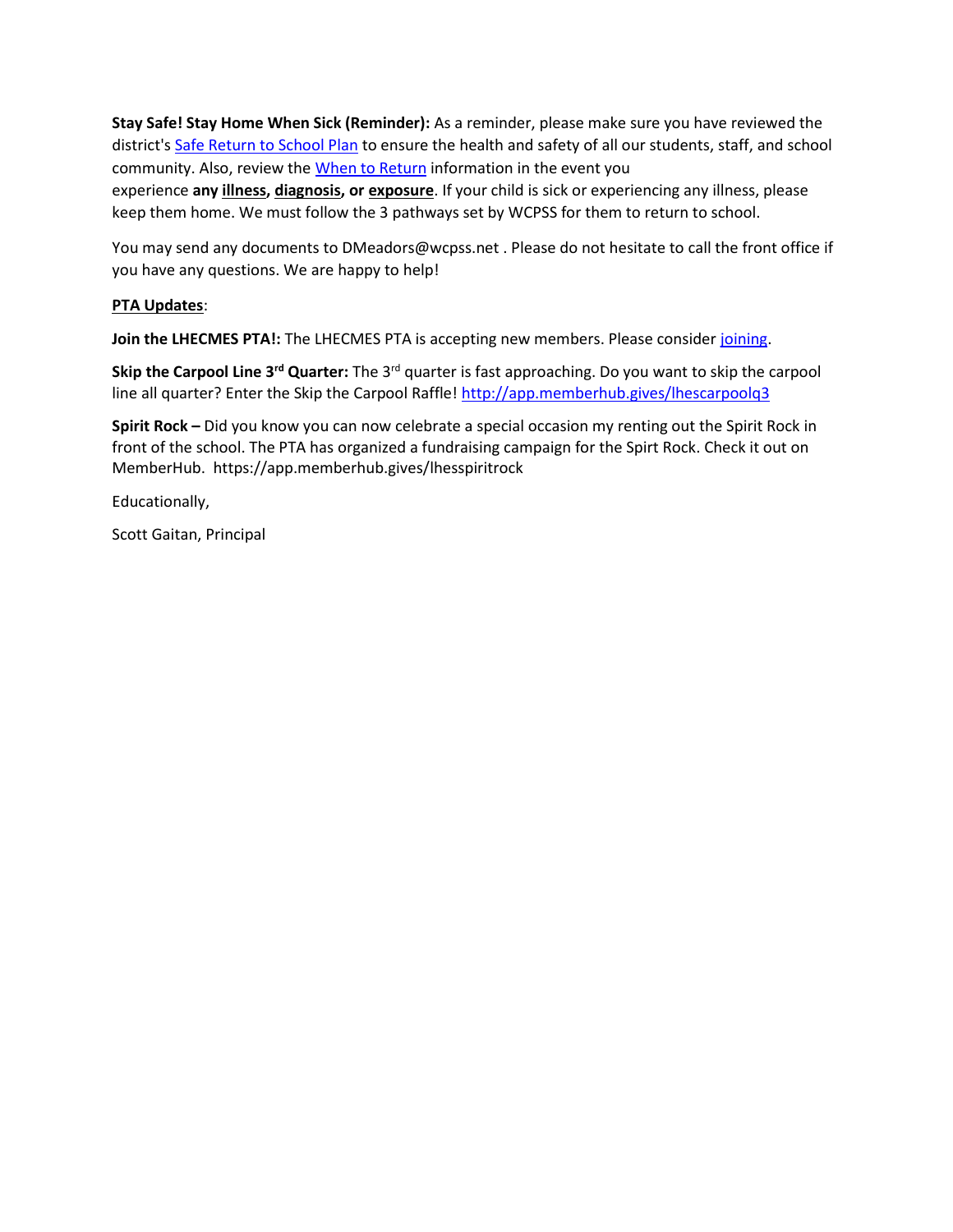**Stay Safe! Stay Home When Sick (Reminder):** As a reminder, please make sure you have reviewed the district's Safe Return to School Plan to ensure the health and safety of all our students, staff, and school community. Also, review the When to Return information in the event you experience **any illness, diagnosis, or exposure**. If your child is sick or experiencing any illness, please keep them home. We must follow the 3 pathways set by WCPSS for them to return to school.

You may send any documents to DMeadors@wcpss.net . Please do not hesitate to call the front office if you have any questions. We are happy to help!

**PTA Updates**:

**Join the LHECMES PTA!:** The LHECMES PTA is accepting new members. Please consider joining.

**Skip the Carpool Line 3rd Quarter:** The 3rd quarter is fast approaching. Do you want to skip the carpool line all quarter? Enter the Skip the Carpool Raffle! http://app.memberhub.gives/lhescarpoolq3

**Spirit Rock –** Did you know you can now celebrate a special occasion my renting out the Spirit Rock in front of the school. The PTA has organized a fundraising campaign for the Spirt Rock. Check it out on MemberHub. https://app.memberhub.gives/lhesspiritrock

Educationally,

Scott Gaitan, Principal